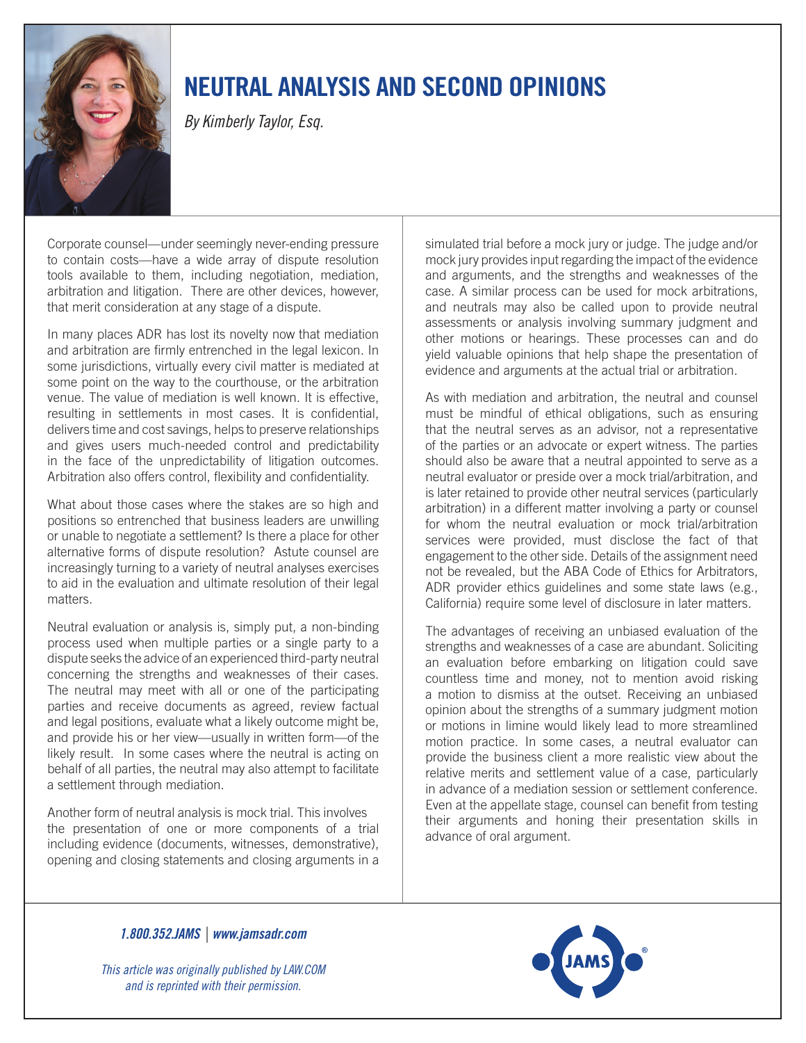# NEUTRAL ANALYSIS AND SECOND OPINIONS

*By Kimberly Taylor, Esq.*

Corporate counsel—under seemingly never-ending pressure to contain costs—have a wide array of dispute resolution tools available to them, including negotiation, mediation, arbitration and litigation. There are other devices, however, that merit consideration at any stage of a dispute.

In many places ADR has lost its novelty now that mediation and arbitration are firmly entrenched in the legal lexicon. In some jurisdictions, virtually every civil matter is mediated at some point on the way to the courthouse, or the arbitration venue. The value of mediation is well known. It is effective, resulting in settlements in most cases. It is confidential, delivers time and cost savings, helps to preserve relationships and gives users much-needed control and predictability in the face of the unpredictability of litigation outcomes. Arbitration also offers control, flexibility and confidentiality.

What about those cases where the stakes are so high and positions so entrenched that business leaders are unwilling or unable to negotiate a settlement? Is there a place for other alternative forms of dispute resolution? Astute counsel are increasingly turning to a variety of neutral analyses exercises to aid in the evaluation and ultimate resolution of their legal matters.

Neutral evaluation or analysis is, simply put, a non-binding process used when multiple parties or a single party to a dispute seeks the advice of an experienced third-party neutral concerning the strengths and weaknesses of their cases. The neutral may meet with all or one of the participating parties and receive documents as agreed, review factual and legal positions, evaluate what a likely outcome might be, and provide his or her view—usually in written form—of the likely result. In some cases where the neutral is acting on behalf of all parties, the neutral may also attempt to facilitate a settlement through mediation.

Another form of neutral analysis is mock trial. This involves the presentation of one or more components of a trial including evidence (documents, witnesses, demonstrative), opening and closing statements and closing arguments in a simulated trial before a mock jury or judge. The judge and/or mock jury provides input regarding the impact of the evidence and arguments, and the strengths and weaknesses of the case. A similar process can be used for mock arbitrations, and neutrals may also be called upon to provide neutral assessments or analysis involving summary judgment and other motions or hearings. These processes can and do yield valuable opinions that help shape the presentation of evidence and arguments at the actual trial or arbitration.

As with mediation and arbitration, the neutral and counsel must be mindful of ethical obligations, such as ensuring that the neutral serves as an advisor, not a representative of the parties or an advocate or expert witness. The parties should also be aware that a neutral appointed to serve as a neutral evaluator or preside over a mock trial/arbitration, and is later retained to provide other neutral services (particularly arbitration) in a different matter involving a party or counsel for whom the neutral evaluation or mock trial/arbitration services were provided, must disclose the fact of that engagement to the other side. Details of the assignment need not be revealed, but the ABA Code of Ethics for Arbitrators, ADR provider ethics guidelines and some state laws (e.g., California) require some level of disclosure in later matters.

The advantages of receiving an unbiased evaluation of the strengths and weaknesses of a case are abundant. Soliciting an evaluation before embarking on litigation could save countless time and money, not to mention avoid risking a motion to dismiss at the outset. Receiving an unbiased opinion about the strengths of a summary judgment motion or motions in limine would likely lead to more streamlined motion practice. In some cases, a neutral evaluator can provide the business client a more realistic view about the relative merits and settlement value of a case, particularly in advance of a mediation session or settlement conference. Even at the appellate stage, counsel can benefit from testing their arguments and honing their presentation skills in advance of oral argument.

*1.800.352.JAMS | www.jamsadr.com*

*This article was originally published by LAW.COM and is reprinted with their permission.*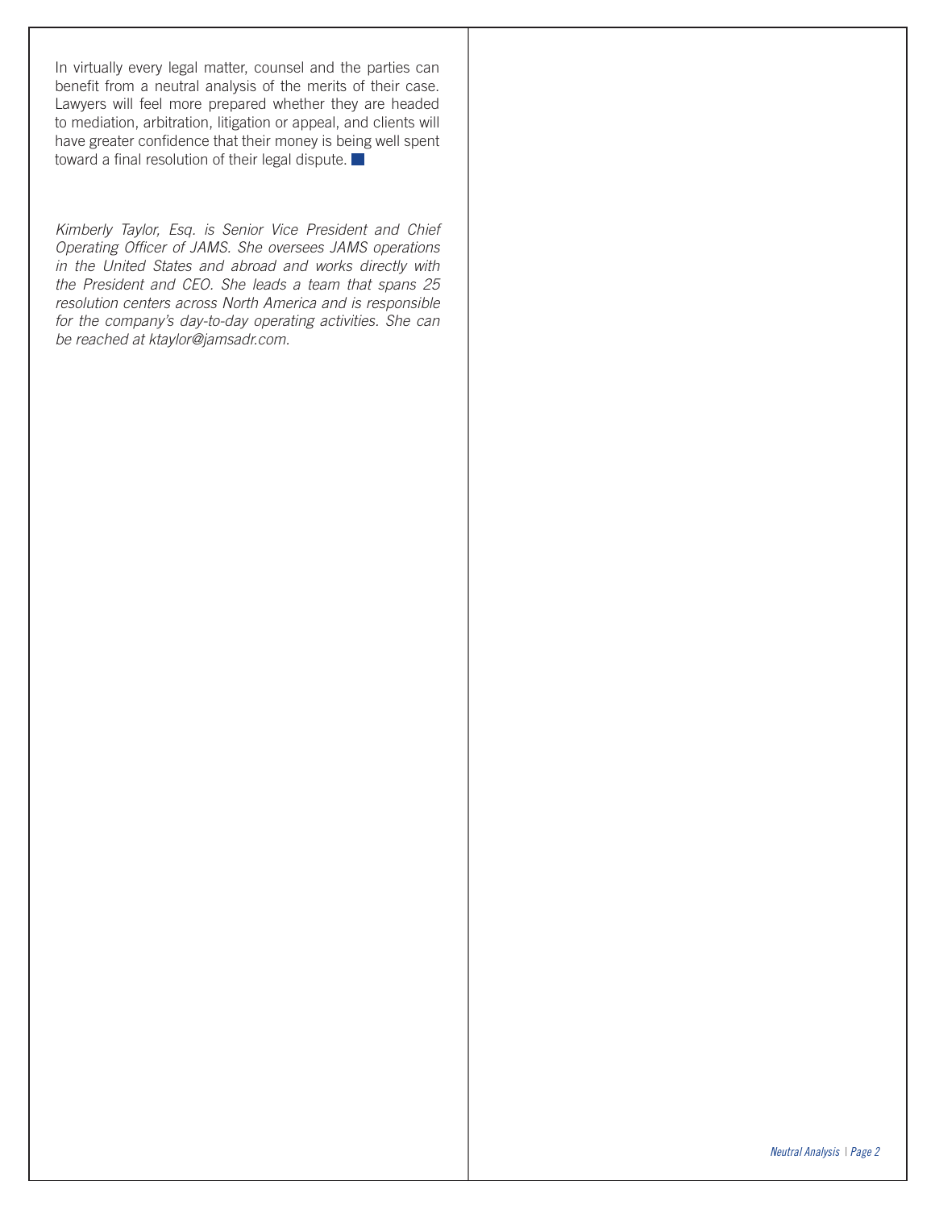In virtually every legal matter, counsel and the parties can benefit from a neutral analysis of the merits of their case. Lawyers will feel more prepared whether they are headed to mediation, arbitration, litigation or appeal, and clients will have greater confidence that their money is being well spent toward a final resolution of their legal dispute. ■

*Kimberly Taylor, Esq. is Senior Vice President and Chief Operating Officer of JAMS. She oversees JAMS operations in the United States and abroad and works directly with the President and CEO. She leads a team that spans 25 resolution centers across North America and is responsible for the company's day-to-day operating activities. She can be reached at ktaylor@jamsadr.com.*